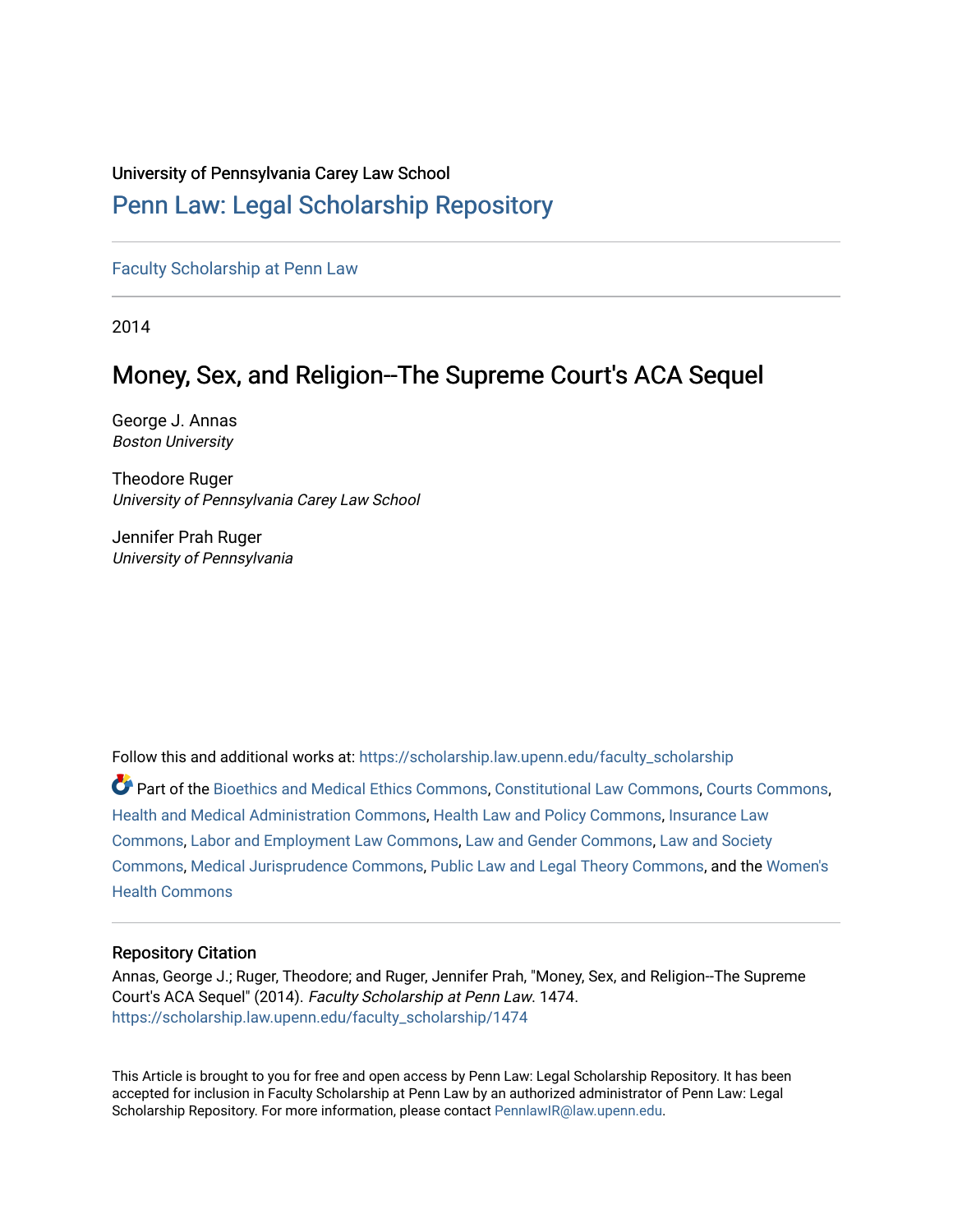University of Pennsylvania Carey Law School

# Penn Law: Legal Scholarship Repository

Faculty Scholarship at Penn Law

2014

## Money, Sex, and Religion--The Supreme Court's ACA Sequel

George J. Annas
*Boston University*

Theodore Ruger
*University of Pennsylvania Carey Law School*

Jennifer Prah Ruger
*University of Pennsylvania*

Follow this and additional works at: https://scholarship.law.upenn.edu/faculty_scholarship

Part of the Bioethics and Medical Ethics Commons, Constitutional Law Commons, Courts Commons, Health and Medical Administration Commons, Health Law and Policy Commons, Insurance Law Commons, Labor and Employment Law Commons, Law and Gender Commons, Law and Society Commons, Medical Jurisprudence Commons, Public Law and Legal Theory Commons, and the Women's Health Commons

### Repository Citation

Annas, George J.; Ruger, Theodore; and Ruger, Jennifer Prah, "Money, Sex, and Religion--The Supreme Court's ACA Sequel" (2014). *Faculty Scholarship at Penn Law*. 1474.
https://scholarship.law.upenn.edu/faculty_scholarship/1474

This Article is brought to you for free and open access by Penn Law: Legal Scholarship Repository. It has been accepted for inclusion in Faculty Scholarship at Penn Law by an authorized administrator of Penn Law: Legal Scholarship Repository. For more information, please contact PennlawIR@law.upenn.edu.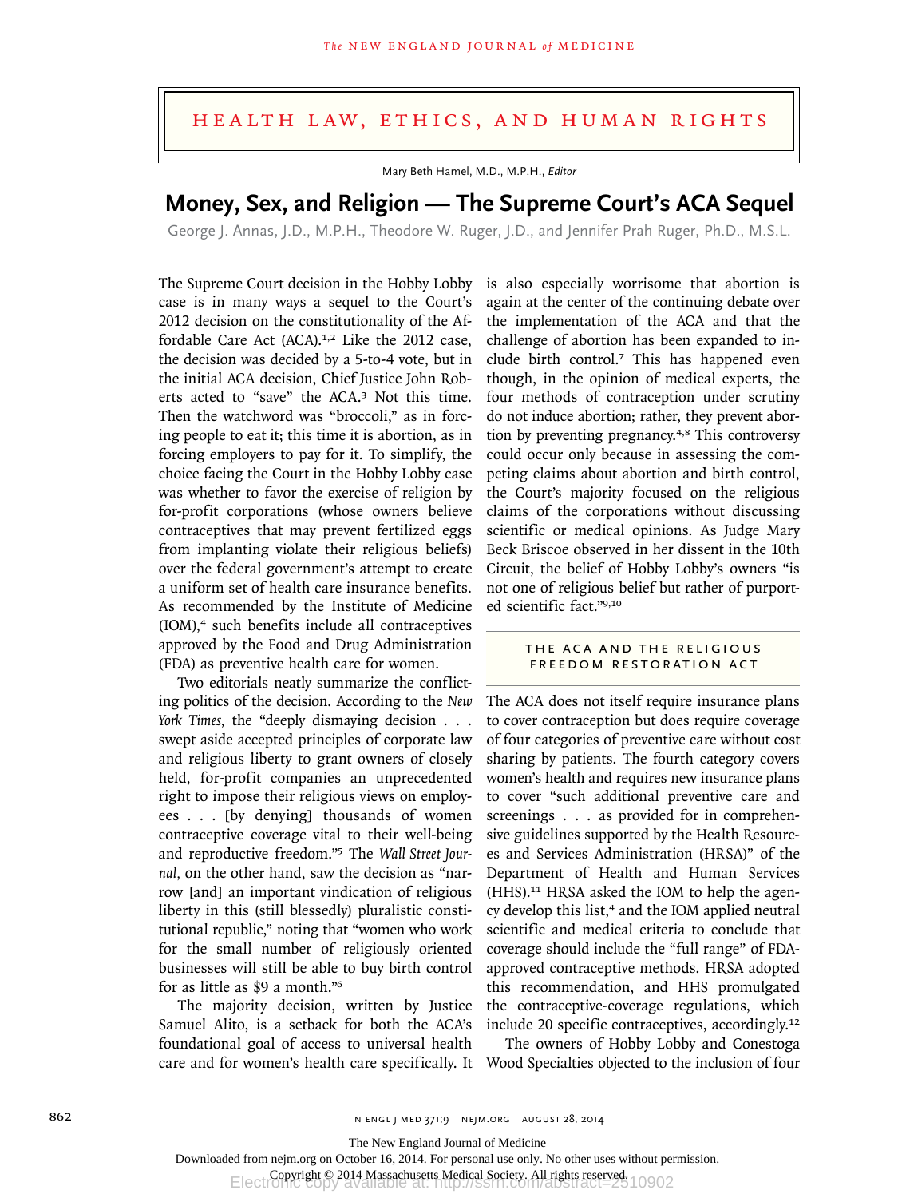HEALTH LAW, ETHICS, AND HUMAN RIGHTS

Mary Beth Hamel, M.D., M.P.H., *Editor*

# Money, Sex, and Religion — The Supreme Court's ACA Sequel

George J. Annas, J.D., M.P.H., Theodore W. Ruger, J.D., and Jennifer Prah Ruger, Ph.D., M.S.L.

The Supreme Court decision in the Hobby Lobby case is in many ways a sequel to the Court's 2012 decision on the constitutionality of the Affordable Care Act (ACA).[1,2] Like the 2012 case, the decision was decided by a 5-to-4 vote, but in the initial ACA decision, Chief Justice John Roberts acted to "save" the ACA.[3] Not this time. Then the watchword was "broccoli," as in forcing people to eat it; this time it is abortion, as in forcing employers to pay for it. To simplify, the choice facing the Court in the Hobby Lobby case was whether to favor the exercise of religion by for-profit corporations (whose owners believe contraceptives that may prevent fertilized eggs from implanting violate their religious beliefs) over the federal government's attempt to create a uniform set of health care insurance benefits. As recommended by the Institute of Medicine (IOM),[4] such benefits include all contraceptives approved by the Food and Drug Administration (FDA) as preventive health care for women.

Two editorials neatly summarize the conflicting politics of the decision. According to the *New York Times,* the "deeply dismaying decision . . . swept aside accepted principles of corporate law and religious liberty to grant owners of closely held, for-profit companies an unprecedented right to impose their religious views on employees . . . [by denying] thousands of women contraceptive coverage vital to their well-being and reproductive freedom."[5] The *Wall Street Journal,* on the other hand, saw the decision as "narrow [and] an important vindication of religious liberty in this (still blessedly) pluralistic constitutional republic," noting that "women who work for the small number of religiously oriented businesses will still be able to buy birth control for as little as $9 a month."[6]

The majority decision, written by Justice Samuel Alito, is a setback for both the ACA's foundational goal of access to universal health care and for women's health care specifically. It is also especially worrisome that abortion is again at the center of the continuing debate over the implementation of the ACA and that the challenge of abortion has been expanded to include birth control.[7] This has happened even though, in the opinion of medical experts, the four methods of contraception under scrutiny do not induce abortion; rather, they prevent abortion by preventing pregnancy.[4,8] This controversy could occur only because in assessing the competing claims about abortion and birth control, the Court's majority focused on the religious claims of the corporations without discussing scientific or medical opinions. As Judge Mary Beck Briscoe observed in her dissent in the 10th Circuit, the belief of Hobby Lobby's owners "is not one of religious belief but rather of purported scientific fact."[9,10]

## THE ACA AND THE RELIGIOUS FREEDOM RESTORATION ACT

The ACA does not itself require insurance plans to cover contraception but does require coverage of four categories of preventive care without cost sharing by patients. The fourth category covers women's health and requires new insurance plans to cover "such additional preventive care and screenings . . . as provided for in comprehensive guidelines supported by the Health Resources and Services Administration (HRSA)" of the Department of Health and Human Services (HHS).[11] HRSA asked the IOM to help the agency develop this list,[4] and the IOM applied neutral scientific and medical criteria to conclude that coverage should include the "full range" of FDA-approved contraceptive methods. HRSA adopted this recommendation, and HHS promulgated the contraceptive-coverage regulations, which include 20 specific contraceptives, accordingly.[12]

The owners of Hobby Lobby and Conestoga Wood Specialties objected to the inclusion of four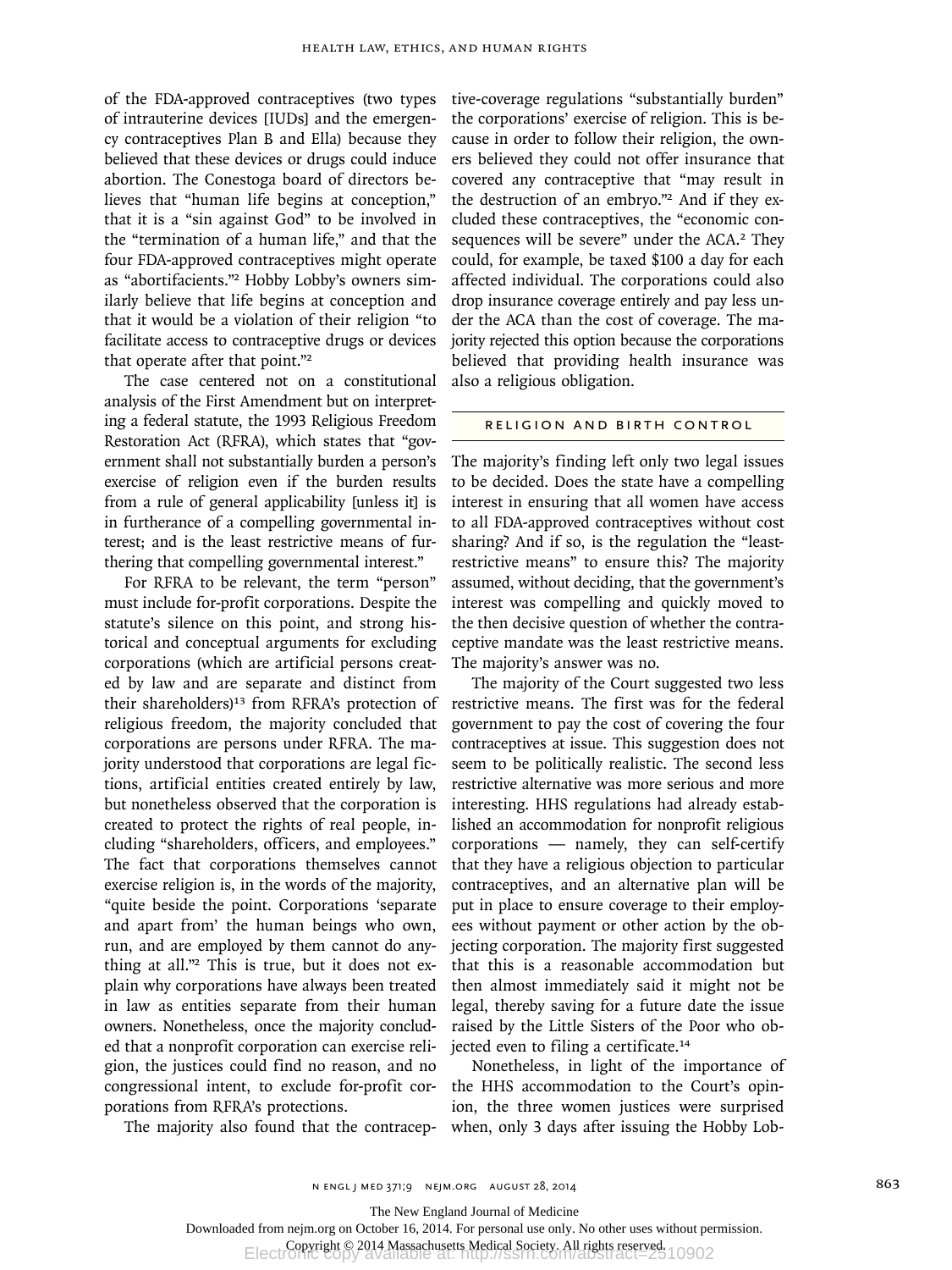of the FDA-approved contraceptives (two types of intrauterine devices [IUDs] and the emergency contraceptives Plan B and Ella) because they believed that these devices or drugs could induce abortion. The Conestoga board of directors believes that "human life begins at conception," that it is a "sin against God" to be involved in the "termination of a human life," and that the four FDA-approved contraceptives might operate as "abortifacients."[2] Hobby Lobby's owners similarly believe that life begins at conception and that it would be a violation of their religion "to facilitate access to contraceptive drugs or devices that operate after that point."[2]

The case centered not on a constitutional analysis of the First Amendment but on interpreting a federal statute, the 1993 Religious Freedom Restoration Act (RFRA), which states that "government shall not substantially burden a person's exercise of religion even if the burden results from a rule of general applicability [unless it] is in furtherance of a compelling governmental interest; and is the least restrictive means of furthering that compelling governmental interest."

For RFRA to be relevant, the term "person" must include for-profit corporations. Despite the statute's silence on this point, and strong historical and conceptual arguments for excluding corporations (which are artificial persons created by law and are separate and distinct from their shareholders)[13] from RFRA's protection of religious freedom, the majority concluded that corporations are persons under RFRA. The majority understood that corporations are legal fictions, artificial entities created entirely by law, but nonetheless observed that the corporation is created to protect the rights of real people, including "shareholders, officers, and employees." The fact that corporations themselves cannot exercise religion is, in the words of the majority, "quite beside the point. Corporations 'separate and apart from' the human beings who own, run, and are employed by them cannot do anything at all."[2] This is true, but it does not explain why corporations have always been treated in law as entities separate from their human owners. Nonetheless, once the majority concluded that a nonprofit corporation can exercise religion, the justices could find no reason, and no congressional intent, to exclude for-profit corporations from RFRA's protections.

The majority also found that the contraceptive-coverage regulations "substantially burden" the corporations' exercise of religion. This is because in order to follow their religion, the owners believed they could not offer insurance that covered any contraceptive that "may result in the destruction of an embryo."[2] And if they excluded these contraceptives, the "economic consequences will be severe" under the ACA.[2] They could, for example, be taxed $100 a day for each affected individual. The corporations could also drop insurance coverage entirely and pay less under the ACA than the cost of coverage. The majority rejected this option because the corporations believed that providing health insurance was also a religious obligation.

## RELIGION AND BIRTH CONTROL

The majority's finding left only two legal issues to be decided. Does the state have a compelling interest in ensuring that all women have access to all FDA-approved contraceptives without cost sharing? And if so, is the regulation the "least-restrictive means" to ensure this? The majority assumed, without deciding, that the government's interest was compelling and quickly moved to the then decisive question of whether the contraceptive mandate was the least restrictive means. The majority's answer was no.

The majority of the Court suggested two less restrictive means. The first was for the federal government to pay the cost of covering the four contraceptives at issue. This suggestion does not seem to be politically realistic. The second less restrictive alternative was more serious and more interesting. HHS regulations had already established an accommodation for nonprofit religious corporations — namely, they can self-certify that they have a religious objection to particular contraceptives, and an alternative plan will be put in place to ensure coverage to their employees without payment or other action by the objecting corporation. The majority first suggested that this is a reasonable accommodation but then almost immediately said it might not be legal, thereby saving for a future date the issue raised by the Little Sisters of the Poor who objected even to filing a certificate.[14]

Nonetheless, in light of the importance of the HHS accommodation to the Court's opinion, the three women justices were surprised when, only 3 days after issuing the Hobby Lob-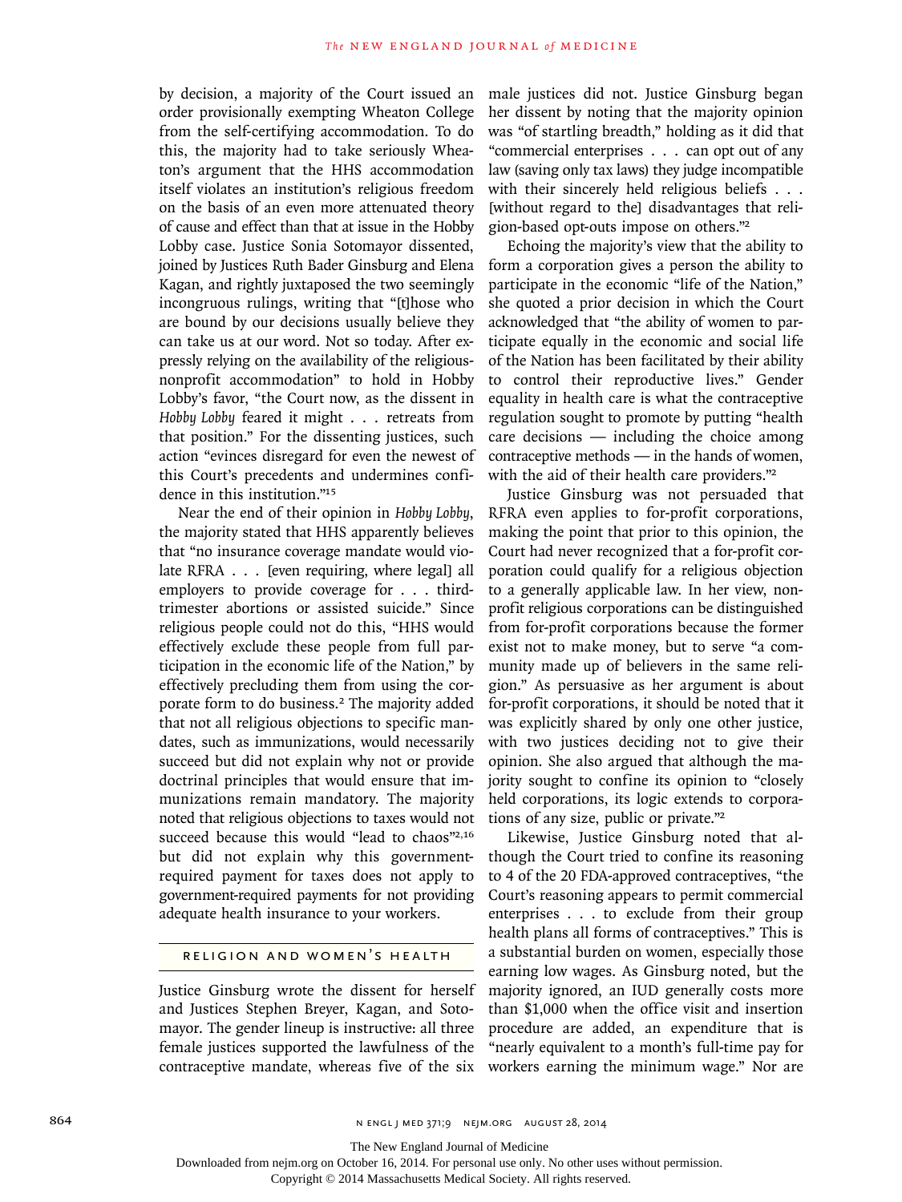by decision, a majority of the Court issued an order provisionally exempting Wheaton College from the self-certifying accommodation. To do this, the majority had to take seriously Wheaton's argument that the HHS accommodation itself violates an institution's religious freedom on the basis of an even more attenuated theory of cause and effect than that at issue in the Hobby Lobby case. Justice Sonia Sotomayor dissented, joined by Justices Ruth Bader Ginsburg and Elena Kagan, and rightly juxtaposed the two seemingly incongruous rulings, writing that "[t]hose who are bound by our decisions usually believe they can take us at our word. Not so today. After expressly relying on the availability of the religious-nonprofit accommodation" to hold in Hobby Lobby's favor, "the Court now, as the dissent in *Hobby Lobby* feared it might . . . retreats from that position." For the dissenting justices, such action "evinces disregard for even the newest of this Court's precedents and undermines confidence in this institution."[15]

Near the end of their opinion in *Hobby Lobby*, the majority stated that HHS apparently believes that "no insurance coverage mandate would violate RFRA . . . [even requiring, where legal] all employers to provide coverage for . . . third-trimester abortions or assisted suicide." Since religious people could not do this, "HHS would effectively exclude these people from full participation in the economic life of the Nation," by effectively precluding them from using the corporate form to do business.[2] The majority added that not all religious objections to specific mandates, such as immunizations, would necessarily succeed but did not explain why not or provide doctrinal principles that would ensure that immunizations remain mandatory. The majority noted that religious objections to taxes would not succeed because this would "lead to chaos"[2,16] but did not explain why this government-required payment for taxes does not apply to government-required payments for not providing adequate health insurance to your workers.

## RELIGION AND WOMEN'S HEALTH

Justice Ginsburg wrote the dissent for herself and Justices Stephen Breyer, Kagan, and Sotomayor. The gender lineup is instructive: all three female justices supported the lawfulness of the contraceptive mandate, whereas five of the six male justices did not. Justice Ginsburg began her dissent by noting that the majority opinion was "of startling breadth," holding as it did that "commercial enterprises . . . can opt out of any law (saving only tax laws) they judge incompatible with their sincerely held religious beliefs . . . [without regard to the] disadvantages that religion-based opt-outs impose on others."[2]

Echoing the majority's view that the ability to form a corporation gives a person the ability to participate in the economic "life of the Nation," she quoted a prior decision in which the Court acknowledged that "the ability of women to participate equally in the economic and social life of the Nation has been facilitated by their ability to control their reproductive lives." Gender equality in health care is what the contraceptive regulation sought to promote by putting "health care decisions — including the choice among contraceptive methods — in the hands of women, with the aid of their health care providers."[2]

Justice Ginsburg was not persuaded that RFRA even applies to for-profit corporations, making the point that prior to this opinion, the Court had never recognized that a for-profit corporation could qualify for a religious objection to a generally applicable law. In her view, nonprofit religious corporations can be distinguished from for-profit corporations because the former exist not to make money, but to serve "a community made up of believers in the same religion." As persuasive as her argument is about for-profit corporations, it should be noted that it was explicitly shared by only one other justice, with two justices deciding not to give their opinion. She also argued that although the majority sought to confine its opinion to "closely held corporations, its logic extends to corporations of any size, public or private."[2]

Likewise, Justice Ginsburg noted that although the Court tried to confine its reasoning to 4 of the 20 FDA-approved contraceptives, "the Court's reasoning appears to permit commercial enterprises . . . to exclude from their group health plans all forms of contraceptives." This is a substantial burden on women, especially those earning low wages. As Ginsburg noted, but the majority ignored, an IUD generally costs more than $1,000 when the office visit and insertion procedure are added, an expenditure that is "nearly equivalent to a month's full-time pay for workers earning the minimum wage." Nor are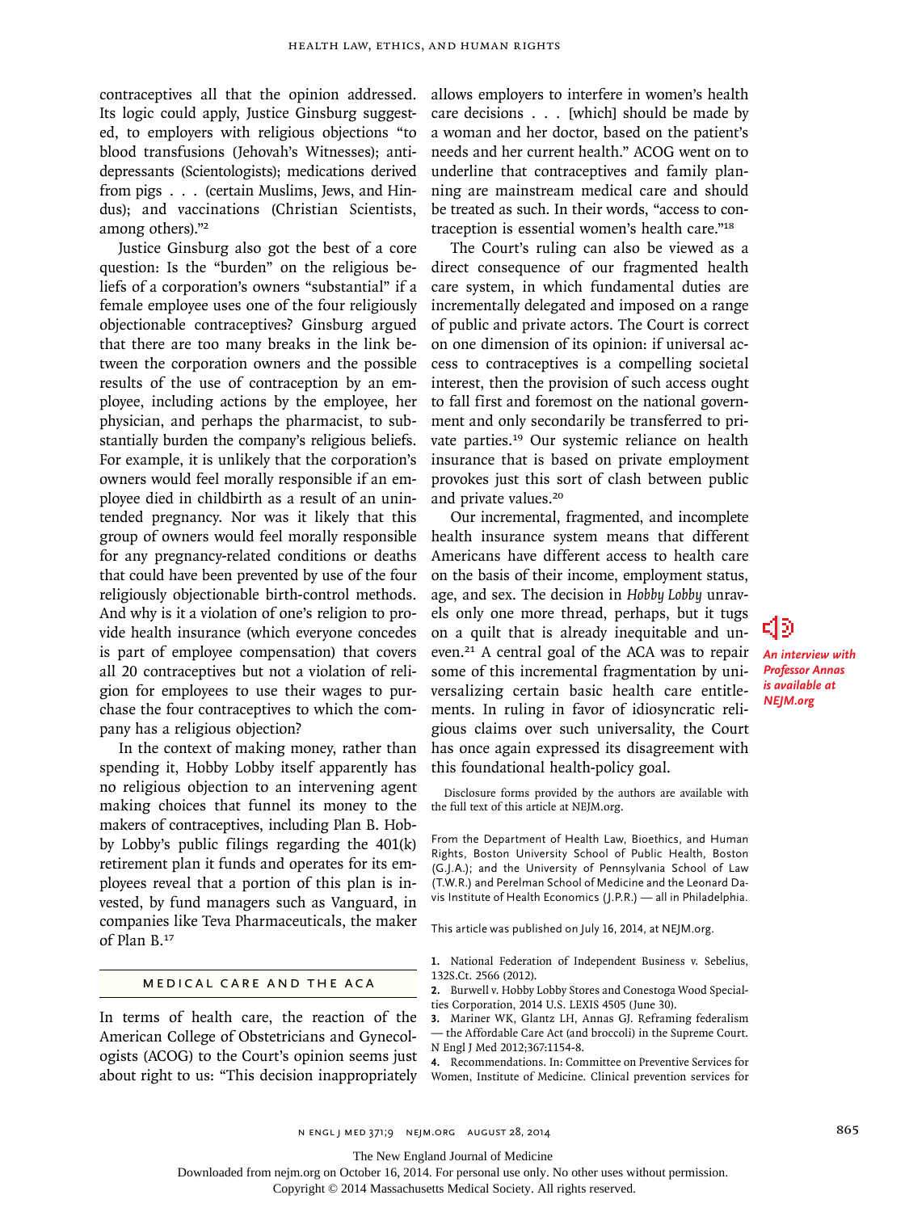contraceptives all that the opinion addressed. Its logic could apply, Justice Ginsburg suggested, to employers with religious objections "to blood transfusions (Jehovah's Witnesses); antidepressants (Scientologists); medications derived from pigs . . . (certain Muslims, Jews, and Hindus); and vaccinations (Christian Scientists, among others)."[2]

Justice Ginsburg also got the best of a core question: Is the "burden" on the religious beliefs of a corporation's owners "substantial" if a female employee uses one of the four religiously objectionable contraceptives? Ginsburg argued that there are too many breaks in the link between the corporation owners and the possible results of the use of contraception by an employee, including actions by the employee, her physician, and perhaps the pharmacist, to substantially burden the company's religious beliefs. For example, it is unlikely that the corporation's owners would feel morally responsible if an employee died in childbirth as a result of an unintended pregnancy. Nor was it likely that this group of owners would feel morally responsible for any pregnancy-related conditions or deaths that could have been prevented by use of the four religiously objectionable birth-control methods. And why is it a violation of one's religion to provide health insurance (which everyone concedes is part of employee compensation) that covers all 20 contraceptives but not a violation of religion for employees to use their wages to purchase the four contraceptives to which the company has a religious objection?

In the context of making money, rather than spending it, Hobby Lobby itself apparently has no religious objection to an intervening agent making choices that funnel its money to the makers of contraceptives, including Plan B. Hobby Lobby's public filings regarding the 401(k) retirement plan it funds and operates for its employees reveal that a portion of this plan is invested, by fund managers such as Vanguard, in companies like Teva Pharmaceuticals, the maker of Plan B.[17]

## MEDICAL CARE AND THE ACA

In terms of health care, the reaction of the American College of Obstetricians and Gynecologists (ACOG) to the Court's opinion seems just about right to us: "This decision inappropriately allows employers to interfere in women's health care decisions . . . [which] should be made by a woman and her doctor, based on the patient's needs and her current health." ACOG went on to underline that contraceptives and family planning are mainstream medical care and should be treated as such. In their words, "access to contraception is essential women's health care."[18]

The Court's ruling can also be viewed as a direct consequence of our fragmented health care system, in which fundamental duties are incrementally delegated and imposed on a range of public and private actors. The Court is correct on one dimension of its opinion: if universal access to contraceptives is a compelling societal interest, then the provision of such access ought to fall first and foremost on the national government and only secondarily be transferred to private parties.[19] Our systemic reliance on health insurance that is based on private employment provokes just this sort of clash between public and private values.[20]

Our incremental, fragmented, and incomplete health insurance system means that different Americans have different access to health care on the basis of their income, employment status, age, and sex. The decision in *Hobby Lobby* unravels only one more thread, perhaps, but it tugs on a quilt that is already inequitable and uneven.[21] A central goal of the ACA was to repair some of this incremental fragmentation by universalizing certain basic health care entitlements. In ruling in favor of idiosyncratic religious claims over such universality, the Court has once again expressed its disagreement with this foundational health-policy goal.

*An interview with Professor Annas is available at NEJM.org*

Disclosure forms provided by the authors are available with the full text of this article at NEJM.org.

From the Department of Health Law, Bioethics, and Human Rights, Boston University School of Public Health, Boston (G.J.A.); and the University of Pennsylvania School of Law (T.W.R.) and Perelman School of Medicine and the Leonard Davis Institute of Health Economics (J.P.R.) — all in Philadelphia.

This article was published on July 16, 2014, at NEJM.org.

1. National Federation of Independent Business v. Sebelius, 132S.Ct. 2566 (2012).
2. Burwell v. Hobby Lobby Stores and Conestoga Wood Specialties Corporation, 2014 U.S. LEXIS 4505 (June 30).
3. Mariner WK, Glantz LH, Annas GJ. Reframing federalism — the Affordable Care Act (and broccoli) in the Supreme Court. N Engl J Med 2012;367:1154-8.
4. Recommendations. In: Committee on Preventive Services for Women, Institute of Medicine. Clinical prevention services for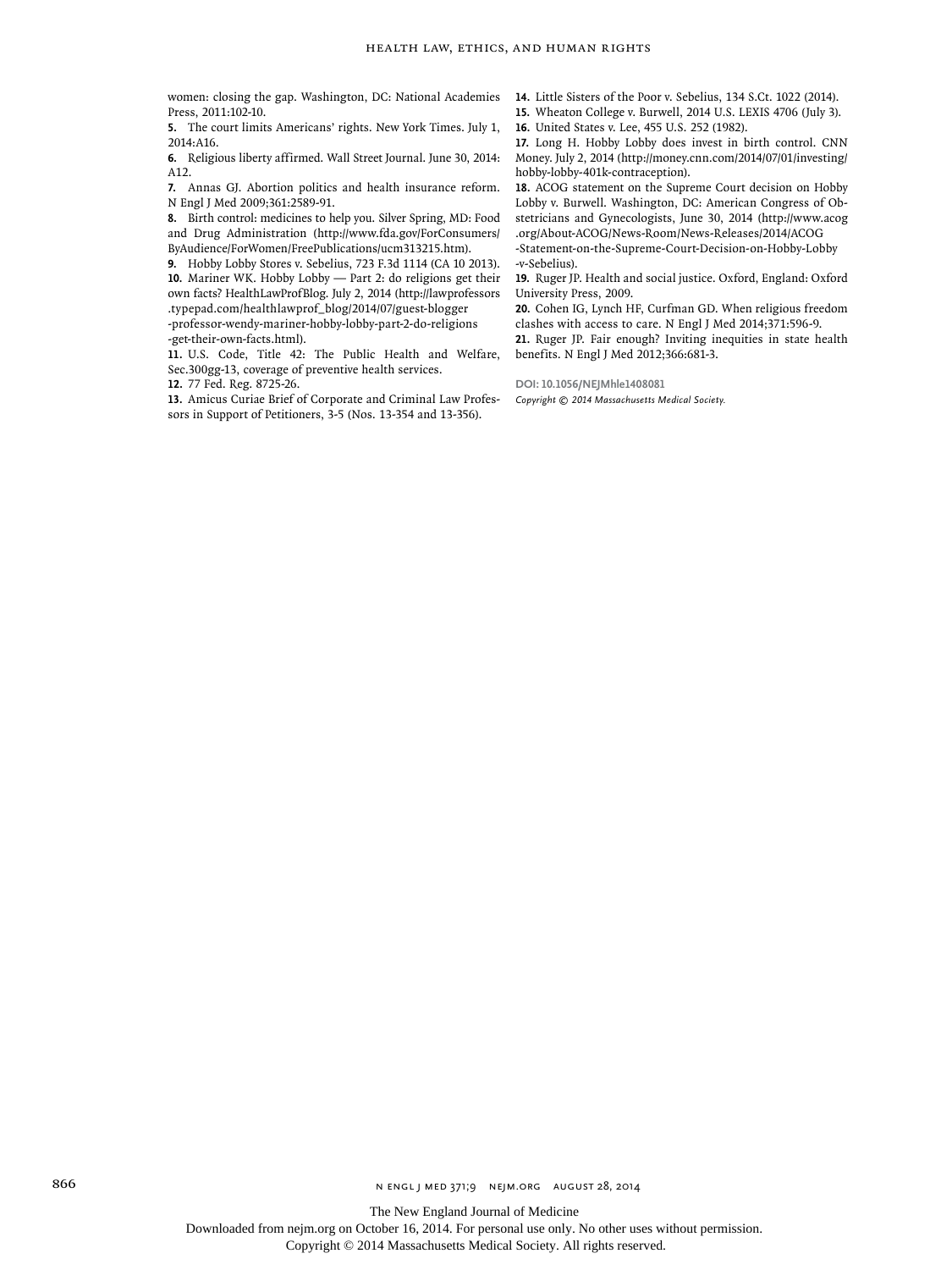women: closing the gap. Washington, DC: National Academies Press, 2011:102-10.

**5.** The court limits Americans' rights. New York Times. July 1, 2014:A16.

**6.** Religious liberty affirmed. Wall Street Journal. June 30, 2014: A12.

**7.** Annas GJ. Abortion politics and health insurance reform. N Engl J Med 2009;361:2589-91.

**8.** Birth control: medicines to help you. Silver Spring, MD: Food and Drug Administration (http://www.fda.gov/ForConsumers/ByAudience/ForWomen/FreePublications/ucm313215.htm).

**9.** Hobby Lobby Stores v. Sebelius, 723 F.3d 1114 (CA 10 2013).

**10.** Mariner WK. Hobby Lobby — Part 2: do religions get their own facts? HealthLawProfBlog. July 2, 2014 (http://lawprofessors.typepad.com/healthlawprof_blog/2014/07/guest-blogger-professor-wendy-mariner-hobby-lobby-part-2-do-religions-get-their-own-facts.html).

**11.** U.S. Code, Title 42: The Public Health and Welfare, Sec.300gg-13, coverage of preventive health services.

**12.** 77 Fed. Reg. 8725-26.

**13.** Amicus Curiae Brief of Corporate and Criminal Law Professors in Support of Petitioners, 3-5 (Nos. 13-354 and 13-356).

**14.** Little Sisters of the Poor v. Sebelius, 134 S.Ct. 1022 (2014).

**15.** Wheaton College v. Burwell, 2014 U.S. LEXIS 4706 (July 3).

**16.** United States v. Lee, 455 U.S. 252 (1982).

**17.** Long H. Hobby Lobby does invest in birth control. CNN Money. July 2, 2014 (http://money.cnn.com/2014/07/01/investing/hobby-lobby-401k-contraception).

**18.** ACOG statement on the Supreme Court decision on Hobby Lobby v. Burwell. Washington, DC: American Congress of Obstetricians and Gynecologists, June 30, 2014 (http://www.acog.org/About-ACOG/News-Room/News-Releases/2014/ACOG-Statement-on-the-Supreme-Court-Decision-on-Hobby-Lobby-v-Sebelius).

**19.** Ruger JP. Health and social justice. Oxford, England: Oxford University Press, 2009.

**20.** Cohen IG, Lynch HF, Curfman GD. When religious freedom clashes with access to care. N Engl J Med 2014;371:596-9.

**21.** Ruger JP. Fair enough? Inviting inequities in state health benefits. N Engl J Med 2012;366:681-3.

**DOI: 10.1056/NEJMhle1408081**

*Copyright © 2014 Massachusetts Medical Society.*